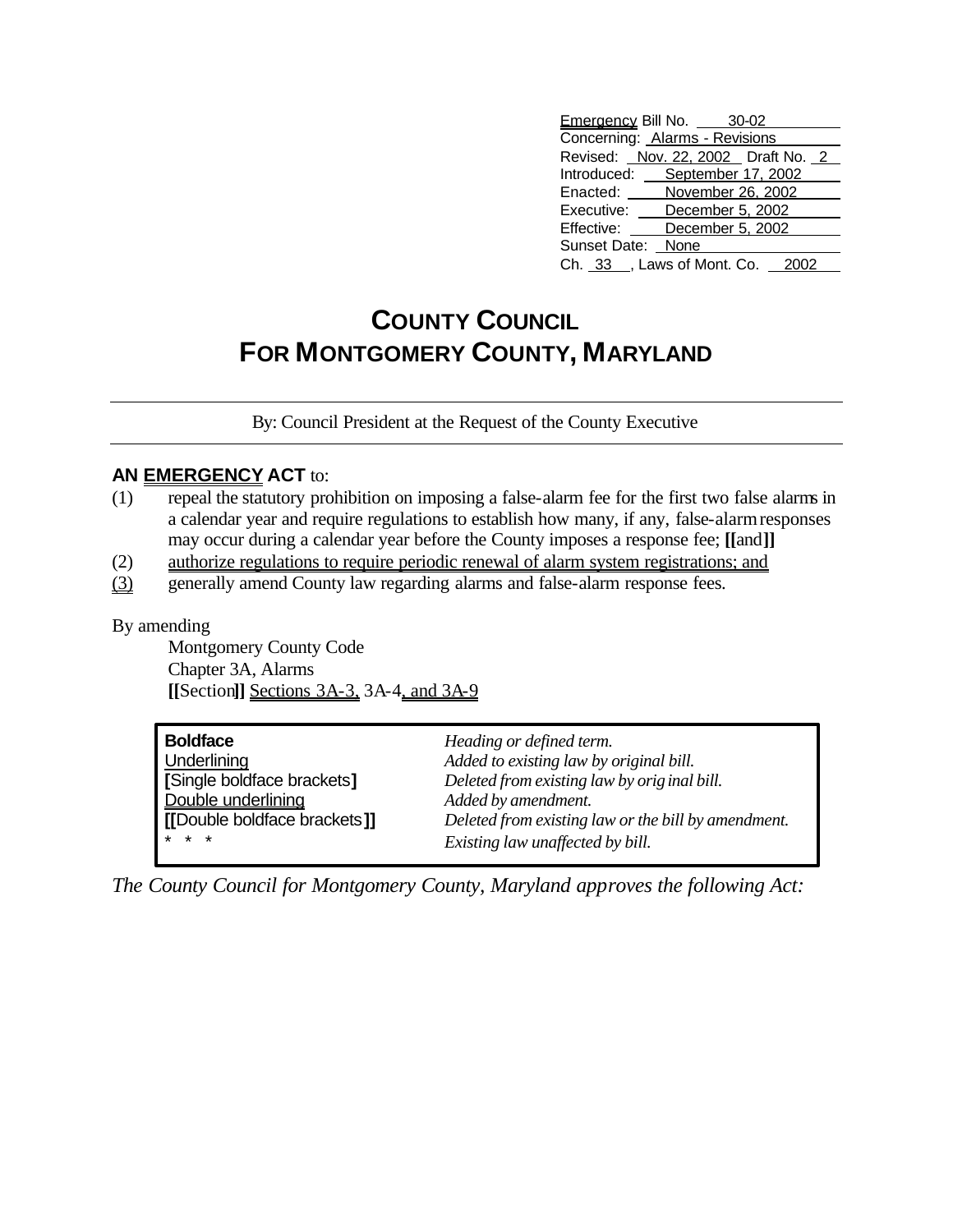Emergency Bill No. 30-02
Concerning: Alarms - Revisions
Revised: Nov. 22, 2002 Draft No. 2
Introduced: September 17, 2002
Enacted: November 26, 2002
Executive: December 5, 2002
Effective: December 5, 2002
Sunset Date: None
Ch. 33, Laws of Mont. Co. 2002

# COUNTY COUNCIL FOR MONTGOMERY COUNTY, MARYLAND

By: Council President at the Request of the County Executive

**AN EMERGENCY ACT** to:

(1) repeal the statutory prohibition on imposing a false-alarm fee for the first two false alarms in a calendar year and require regulations to establish how many, if any, false-alarm responses may occur during a calendar year before the County imposes a response fee; **[[**and**]]**

(2) authorize regulations to require periodic renewal of alarm system registrations; and

(3) generally amend County law regarding alarms and false-alarm response fees.

By amending

Montgomery County Code
Chapter 3A, Alarms
**[[**Section**]]** Sections 3A-3, 3A-4, and 3A-9

| | |
|---|---|
| **Boldface** | *Heading or defined term.* |
| Underlining | *Added to existing law by original bill.* |
| **[**Single boldface brackets**]** | *Deleted from existing law by original bill.* |
| Double underlining | *Added by amendment.* |
| **[[**Double boldface brackets**]]** | *Deleted from existing law or the bill by amendment.* |
| * * * | *Existing law unaffected by bill.* |

*The County Council for Montgomery County, Maryland approves the following Act:*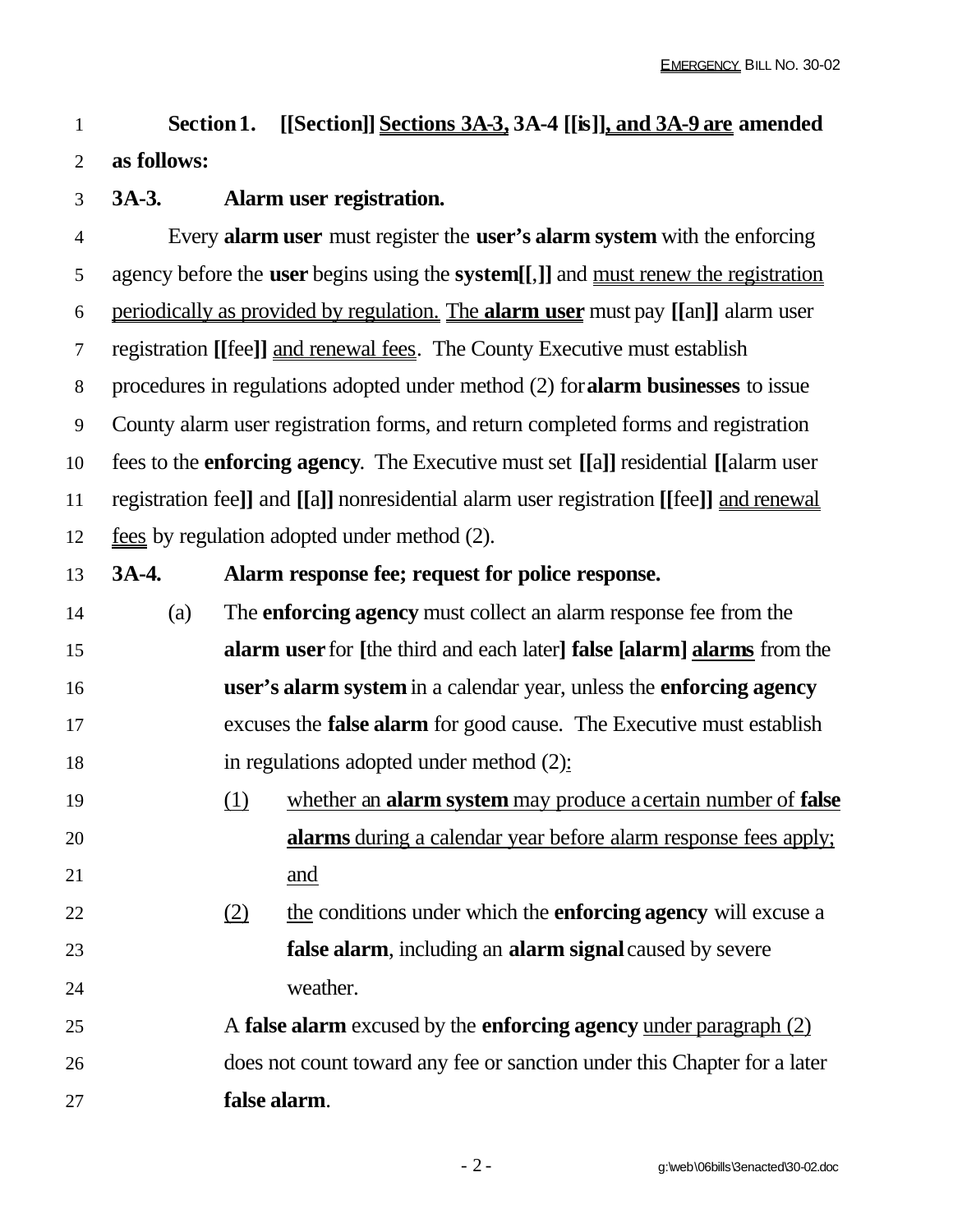**Section 1. [[Section]] Sections 3A-3, 3A-4 [[is]], and 3A-9 are amended as follows:**

**3A-3. Alarm user registration.**

Every **alarm user** must register the **user's alarm system** with the enforcing agency before the **user** begins using the **system[[**,**]]** and must renew the registration periodically as provided by regulation. The **alarm user** must pay **[[**an**]]** alarm user registration **[[**fee**]]** and renewal fees. The County Executive must establish procedures in regulations adopted under method (2) for **alarm businesses** to issue County alarm user registration forms, and return completed forms and registration fees to the **enforcing agency**. The Executive must set **[[**a**]]** residential **[[**alarm user registration fee**]]** and **[[**a**]]** nonresidential alarm user registration **[[**fee**]]** and renewal fees by regulation adopted under method (2).

**3A-4. Alarm response fee; request for police response.**

(a) The **enforcing agency** must collect an alarm response fee from the **alarm user** for **[**the third and each later**] false [alarm] alarms** from the **user's alarm system** in a calendar year, unless the **enforcing agency** excuses the **false alarm** for good cause. The Executive must establish in regulations adopted under method (2):

(1) whether an **alarm system** may produce a certain number of **false alarms** during a calendar year before alarm response fees apply; and

(2) the conditions under which the **enforcing agency** will excuse a **false alarm**, including an **alarm signal** caused by severe weather.

A **false alarm** excused by the **enforcing agency** under paragraph (2) does not count toward any fee or sanction under this Chapter for a later **false alarm**.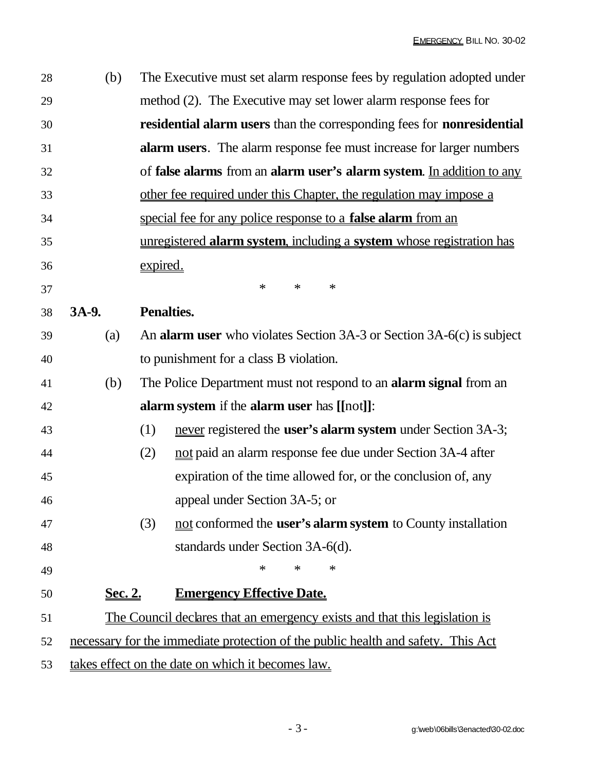(b) The Executive must set alarm response fees by regulation adopted under method (2). The Executive may set lower alarm response fees for **residential alarm users** than the corresponding fees for **nonresidential alarm users**. The alarm response fee must increase for larger numbers of **false alarms** from an **alarm user's alarm system**. <u>In addition to any other fee required under this Chapter, the regulation may impose a special fee for any police response to a **false alarm** from an unregistered **alarm system**, including a **system** whose registration has expired.</u>

\* \* \*

**3A-9. Penalties.**

(a) An **alarm user** who violates Section 3A-3 or Section 3A-6(c) is subject to punishment for a class B violation.

(b) The Police Department must not respond to an **alarm signal** from an **alarm system** if the **alarm user** has **[[**not**]]**:

(1) <u>never</u> registered the **user's alarm system** under Section 3A-3;

(2) <u>not</u> paid an alarm response fee due under Section 3A-4 after expiration of the time allowed for, or the conclusion of, any appeal under Section 3A-5; or

(3) <u>not</u> conformed the **user's alarm system** to County installation standards under Section 3A-6(d).

\* \* \*

<u>**Sec. 2. Emergency Effective Date.**</u>

<u>The Council declares that an emergency exists and that this legislation is necessary for the immediate protection of the public health and safety. This Act takes effect on the date on which it becomes law.</u>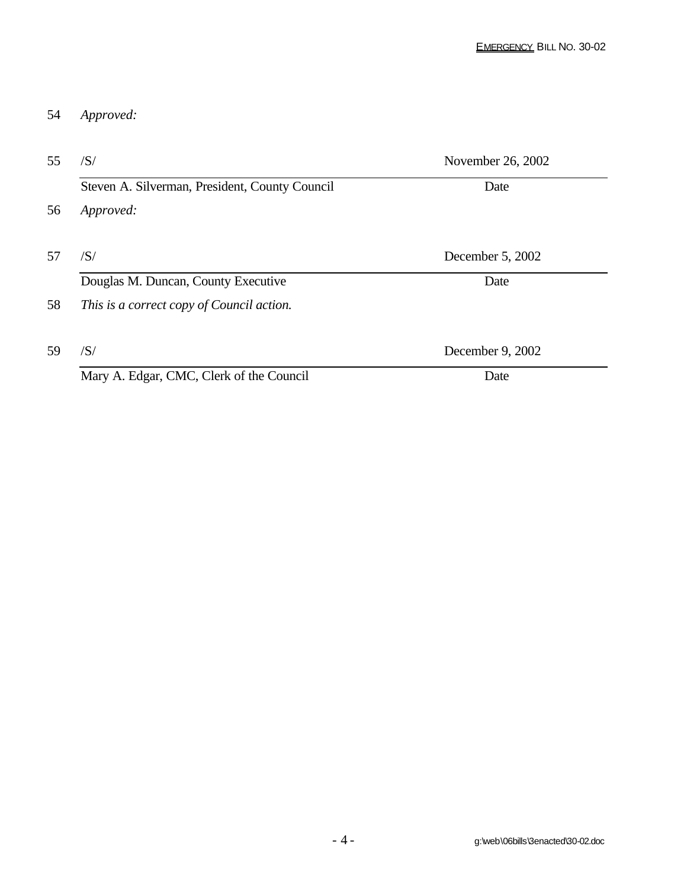54 *Approved:*

55 /S/ November 26, 2002

Steven A. Silverman, President, County Council Date

56 *Approved:*

57 /S/ December 5, 2002

Douglas M. Duncan, County Executive Date

58 *This is a correct copy of Council action.*

59 /S/ December 9, 2002

Mary A. Edgar, CMC, Clerk of the Council Date